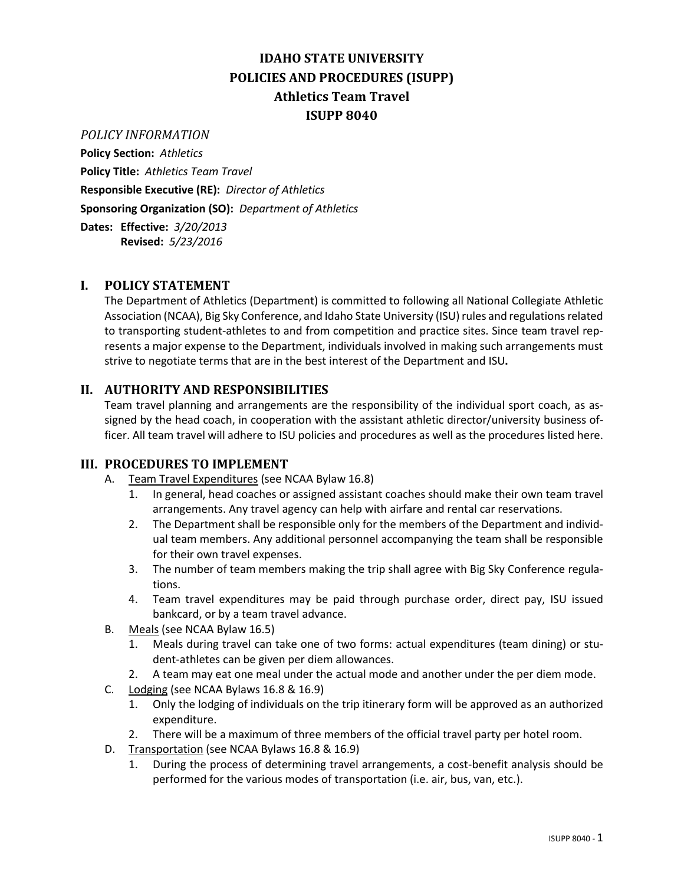# IDAHO STATE UNIVERSITY
# POLICIES AND PROCEDURES (ISUPP)
# Athletics Team Travel
# ISUPP 8040

*POLICY INFORMATION*

**Policy Section:** *Athletics*

**Policy Title:** *Athletics Team Travel*

**Responsible Executive (RE):** *Director of Athletics*

**Sponsoring Organization (SO):** *Department of Athletics*

**Dates: Effective:** *3/20/2013*
**Revised:** *5/23/2016*

## I. POLICY STATEMENT

The Department of Athletics (Department) is committed to following all National Collegiate Athletic Association (NCAA), Big Sky Conference, and Idaho State University (ISU) rules and regulations related to transporting student-athletes to and from competition and practice sites. Since team travel represents a major expense to the Department, individuals involved in making such arrangements must strive to negotiate terms that are in the best interest of the Department and ISU**.**

## II. AUTHORITY AND RESPONSIBILITIES

Team travel planning and arrangements are the responsibility of the individual sport coach, as assigned by the head coach, in cooperation with the assistant athletic director/university business officer. All team travel will adhere to ISU policies and procedures as well as the procedures listed here.

## III. PROCEDURES TO IMPLEMENT

A. Team Travel Expenditures (see NCAA Bylaw 16.8)
   1. In general, head coaches or assigned assistant coaches should make their own team travel arrangements. Any travel agency can help with airfare and rental car reservations.
   2. The Department shall be responsible only for the members of the Department and individual team members. Any additional personnel accompanying the team shall be responsible for their own travel expenses.
   3. The number of team members making the trip shall agree with Big Sky Conference regulations.
   4. Team travel expenditures may be paid through purchase order, direct pay, ISU issued bankcard, or by a team travel advance.

B. Meals (see NCAA Bylaw 16.5)
   1. Meals during travel can take one of two forms: actual expenditures (team dining) or student-athletes can be given per diem allowances.
   2. A team may eat one meal under the actual mode and another under the per diem mode.

C. Lodging (see NCAA Bylaws 16.8 & 16.9)
   1. Only the lodging of individuals on the trip itinerary form will be approved as an authorized expenditure.
   2. There will be a maximum of three members of the official travel party per hotel room.

D. Transportation (see NCAA Bylaws 16.8 & 16.9)
   1. During the process of determining travel arrangements, a cost-benefit analysis should be performed for the various modes of transportation (i.e. air, bus, van, etc.).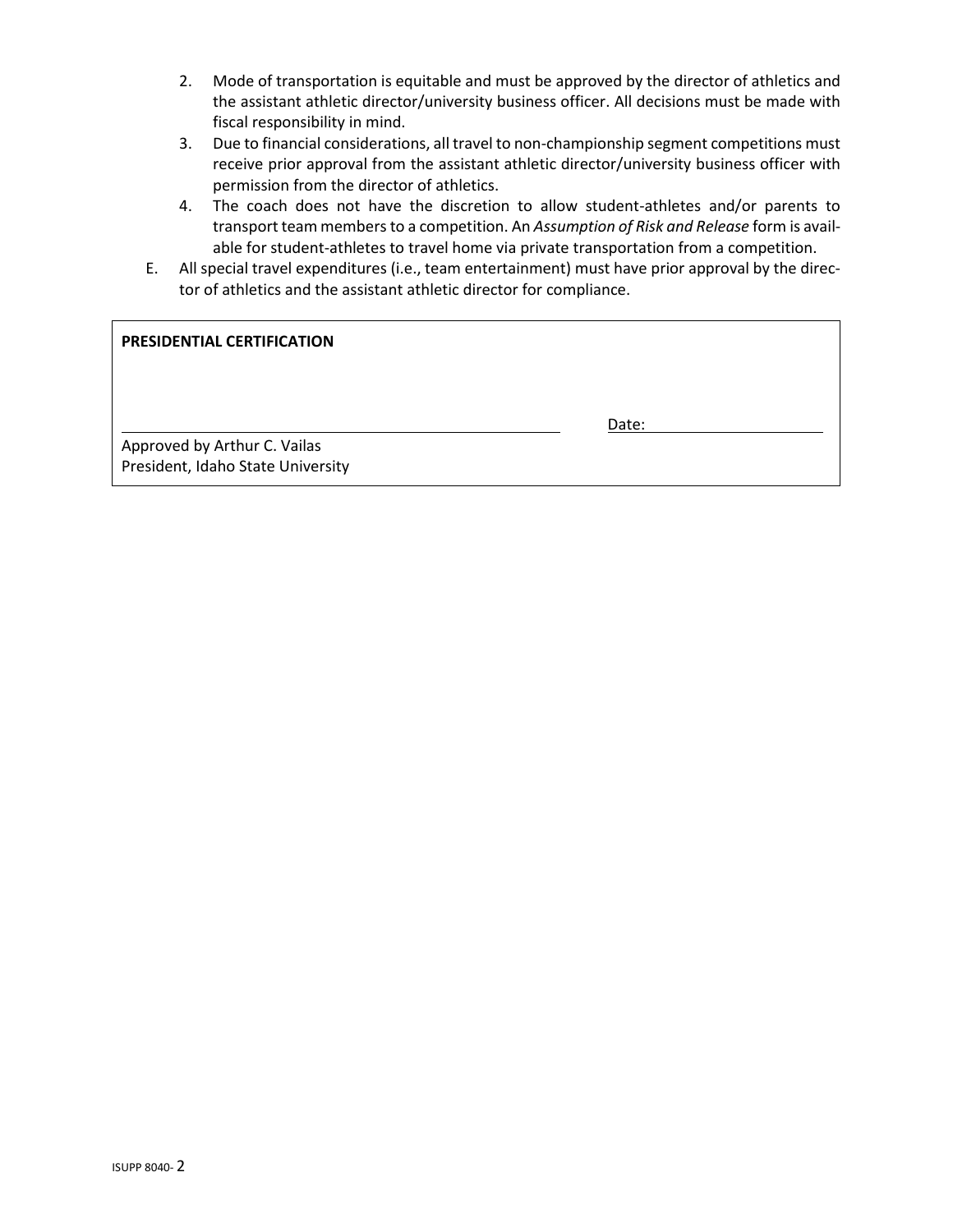2. Mode of transportation is equitable and must be approved by the director of athletics and the assistant athletic director/university business officer. All decisions must be made with fiscal responsibility in mind.
3. Due to financial considerations, all travel to non-championship segment competitions must receive prior approval from the assistant athletic director/university business officer with permission from the director of athletics.
4. The coach does not have the discretion to allow student-athletes and/or parents to transport team members to a competition. An *Assumption of Risk and Release* form is available for student-athletes to travel home via private transportation from a competition.

E. All special travel expenditures (i.e., team entertainment) must have prior approval by the director of athletics and the assistant athletic director for compliance.

**PRESIDENTIAL CERTIFICATION**

\_\_\_\_\_\_\_\_\_\_\_\_\_\_\_\_\_\_\_\_\_\_\_\_\_\_\_\_\_\_\_\_\_\_\_\_\_\_\_\_ Date: \_\_\_\_\_\_\_\_\_\_\_\_\_\_\_\_\_\_\_\_

Approved by Arthur C. Vailas
President, Idaho State University